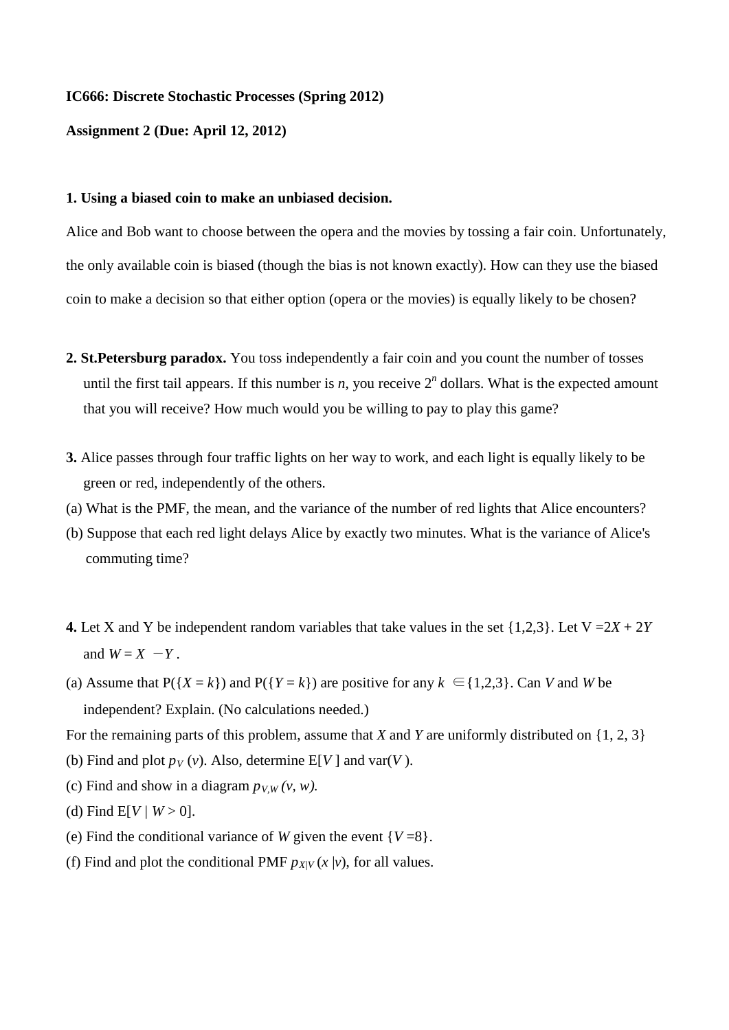**IC666: Discrete Stochastic Processes (Spring 2012)**

**Assignment 2 (Due: April 12, 2012)**

**1. Using a biased coin to make an unbiased decision.**

Alice and Bob want to choose between the opera and the movies by tossing a fair coin. Unfortunately, the only available coin is biased (though the bias is not known exactly). How can they use the biased coin to make a decision so that either option (opera or the movies) is equally likely to be chosen?

**2. St.Petersburg paradox.** You toss independently a fair coin and you count the number of tosses until the first tail appears. If this number is $n$, you receive $2^n$ dollars. What is the expected amount that you will receive? How much would you be willing to pay to play this game?

**3.** Alice passes through four traffic lights on her way to work, and each light is equally likely to be green or red, independently of the others.

(a) What is the PMF, the mean, and the variance of the number of red lights that Alice encounters?

(b) Suppose that each red light delays Alice by exactly two minutes. What is the variance of Alice's commuting time?

**4.** Let X and Y be independent random variables that take values in the set {1,2,3}. Let $V = 2X + 2Y$ and $W = X - Y$.

(a) Assume that $P(\{X = k\})$ and $P(\{Y = k\})$ are positive for any $k \in \{1,2,3\}$. Can $V$ and $W$ be independent? Explain. (No calculations needed.)

For the remaining parts of this problem, assume that $X$ and $Y$ are uniformly distributed on {1, 2, 3}

(b) Find and plot $p_V(v)$. Also, determine $E[V]$ and $\text{var}(V)$.

(c) Find and show in a diagram $p_{V,W}(v, w)$.

(d) Find $E[V \mid W > 0]$.

(e) Find the conditional variance of $W$ given the event $\{V = 8\}$.

(f) Find and plot the conditional PMF $p_{X|V}(x \mid v)$, for all values.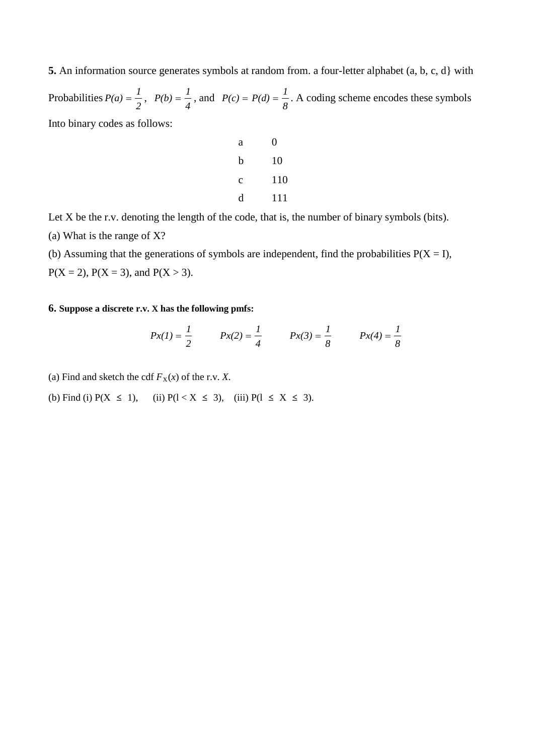**5.** An information source generates symbols at random from. a four-letter alphabet (a, b, c, d} with Probabilities $P(a) = \frac{1}{2}$, $P(b) = \frac{1}{4}$, and $P(c) = P(d) = \frac{1}{8}$. A coding scheme encodes these symbols Into binary codes as follows:

| | |
|---|---|
| a | 0 |
| b | 10 |
| c | 110 |
| d | 111 |

Let X be the r.v. denoting the length of the code, that is, the number of binary symbols (bits).

(a) What is the range of X?

(b) Assuming that the generations of symbols are independent, find the probabilities P(X = I), P(X = 2), P(X = 3), and P(X > 3).

**6. Suppose a discrete r.v. X has the following pmfs:**

$$Px(1) = \frac{1}{2} \qquad Px(2) = \frac{1}{4} \qquad Px(3) = \frac{1}{8} \qquad Px(4) = \frac{1}{8}$$

(a) Find and sketch the cdf $F_X(x)$ of the r.v. $X$.

(b) Find (i) P(X $\leq$ 1), (ii) P(l < X $\leq$ 3), (iii) P(l $\leq$ X $\leq$ 3).